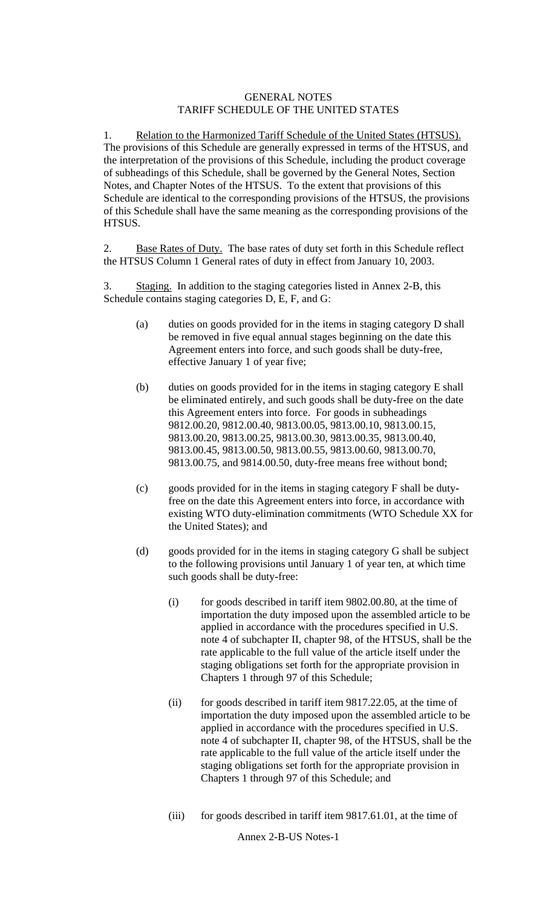# GENERAL NOTES
## TARIFF SCHEDULE OF THE UNITED STATES

1. Relation to the Harmonized Tariff Schedule of the United States (HTSUS). The provisions of this Schedule are generally expressed in terms of the HTSUS, and the interpretation of the provisions of this Schedule, including the product coverage of subheadings of this Schedule, shall be governed by the General Notes, Section Notes, and Chapter Notes of the HTSUS. To the extent that provisions of this Schedule are identical to the corresponding provisions of the HTSUS, the provisions of this Schedule shall have the same meaning as the corresponding provisions of the HTSUS.

2. Base Rates of Duty. The base rates of duty set forth in this Schedule reflect the HTSUS Column 1 General rates of duty in effect from January 10, 2003.

3. Staging. In addition to the staging categories listed in Annex 2-B, this Schedule contains staging categories D, E, F, and G:

   (a) duties on goods provided for in the items in staging category D shall be removed in five equal annual stages beginning on the date this Agreement enters into force, and such goods shall be duty-free, effective January 1 of year five;

   (b) duties on goods provided for in the items in staging category E shall be eliminated entirely, and such goods shall be duty-free on the date this Agreement enters into force. For goods in subheadings 9812.00.20, 9812.00.40, 9813.00.05, 9813.00.10, 9813.00.15, 9813.00.20, 9813.00.25, 9813.00.30, 9813.00.35, 9813.00.40, 9813.00.45, 9813.00.50, 9813.00.55, 9813.00.60, 9813.00.70, 9813.00.75, and 9814.00.50, duty-free means free without bond;

   (c) goods provided for in the items in staging category F shall be duty-free on the date this Agreement enters into force, in accordance with existing WTO duty-elimination commitments (WTO Schedule XX for the United States); and

   (d) goods provided for in the items in staging category G shall be subject to the following provisions until January 1 of year ten, at which time such goods shall be duty-free:

      (i) for goods described in tariff item 9802.00.80, at the time of importation the duty imposed upon the assembled article to be applied in accordance with the procedures specified in U.S. note 4 of subchapter II, chapter 98, of the HTSUS, shall be the rate applicable to the full value of the article itself under the staging obligations set forth for the appropriate provision in Chapters 1 through 97 of this Schedule;

      (ii) for goods described in tariff item 9817.22.05, at the time of importation the duty imposed upon the assembled article to be applied in accordance with the procedures specified in U.S. note 4 of subchapter II, chapter 98, of the HTSUS, shall be the rate applicable to the full value of the article itself under the staging obligations set forth for the appropriate provision in Chapters 1 through 97 of this Schedule; and

      (iii) for goods described in tariff item 9817.61.01, at the time of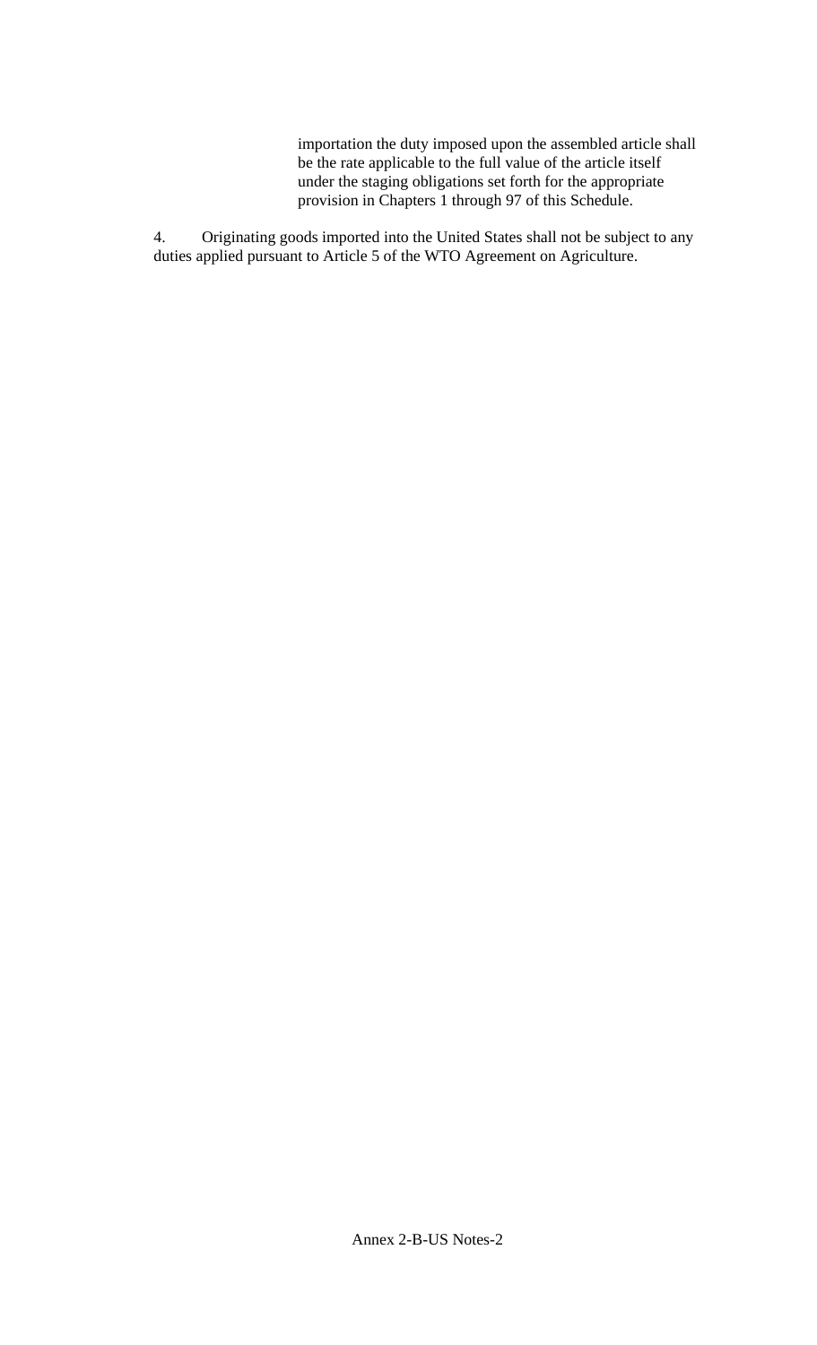importation the duty imposed upon the assembled article shall be the rate applicable to the full value of the article itself under the staging obligations set forth for the appropriate provision in Chapters 1 through 97 of this Schedule.

4. Originating goods imported into the United States shall not be subject to any duties applied pursuant to Article 5 of the WTO Agreement on Agriculture.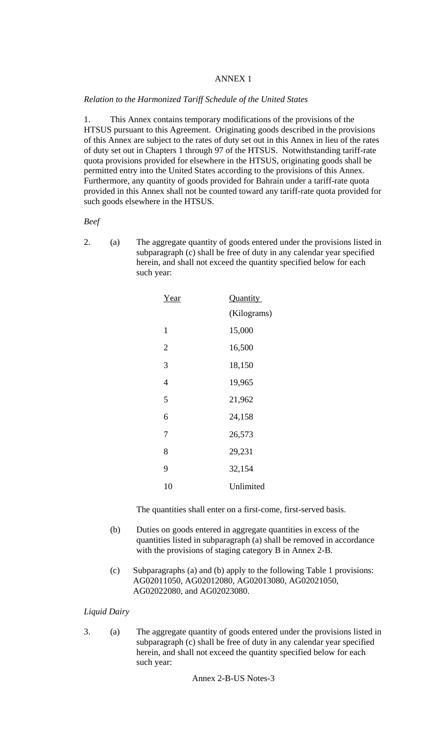# ANNEX 1

*Relation to the Harmonized Tariff Schedule of the United States*

1. This Annex contains temporary modifications of the provisions of the HTSUS pursuant to this Agreement. Originating goods described in the provisions of this Annex are subject to the rates of duty set out in this Annex in lieu of the rates of duty set out in Chapters 1 through 97 of the HTSUS. Notwithstanding tariff-rate quota provisions provided for elsewhere in the HTSUS, originating goods shall be permitted entry into the United States according to the provisions of this Annex. Furthermore, any quantity of goods provided for Bahrain under a tariff-rate quota provided in this Annex shall not be counted toward any tariff-rate quota provided for such goods elsewhere in the HTSUS.

*Beef*

2. (a) The aggregate quantity of goods entered under the provisions listed in subparagraph (c) shall be free of duty in any calendar year specified herein, and shall not exceed the quantity specified below for each such year:

| Year | Quantity (Kilograms) |
|---|---|
| 1 | 15,000 |
| 2 | 16,500 |
| 3 | 18,150 |
| 4 | 19,965 |
| 5 | 21,962 |
| 6 | 24,158 |
| 7 | 26,573 |
| 8 | 29,231 |
| 9 | 32,154 |
| 10 | Unlimited |

The quantities shall enter on a first-come, first-served basis.

(b) Duties on goods entered in aggregate quantities in excess of the quantities listed in subparagraph (a) shall be removed in accordance with the provisions of staging category B in Annex 2-B.

(c) Subparagraphs (a) and (b) apply to the following Table 1 provisions: AG02011050, AG02012080, AG02013080, AG02021050, AG02022080, and AG02023080.

*Liquid Dairy*

3. (a) The aggregate quantity of goods entered under the provisions listed in subparagraph (c) shall be free of duty in any calendar year specified herein, and shall not exceed the quantity specified below for each such year: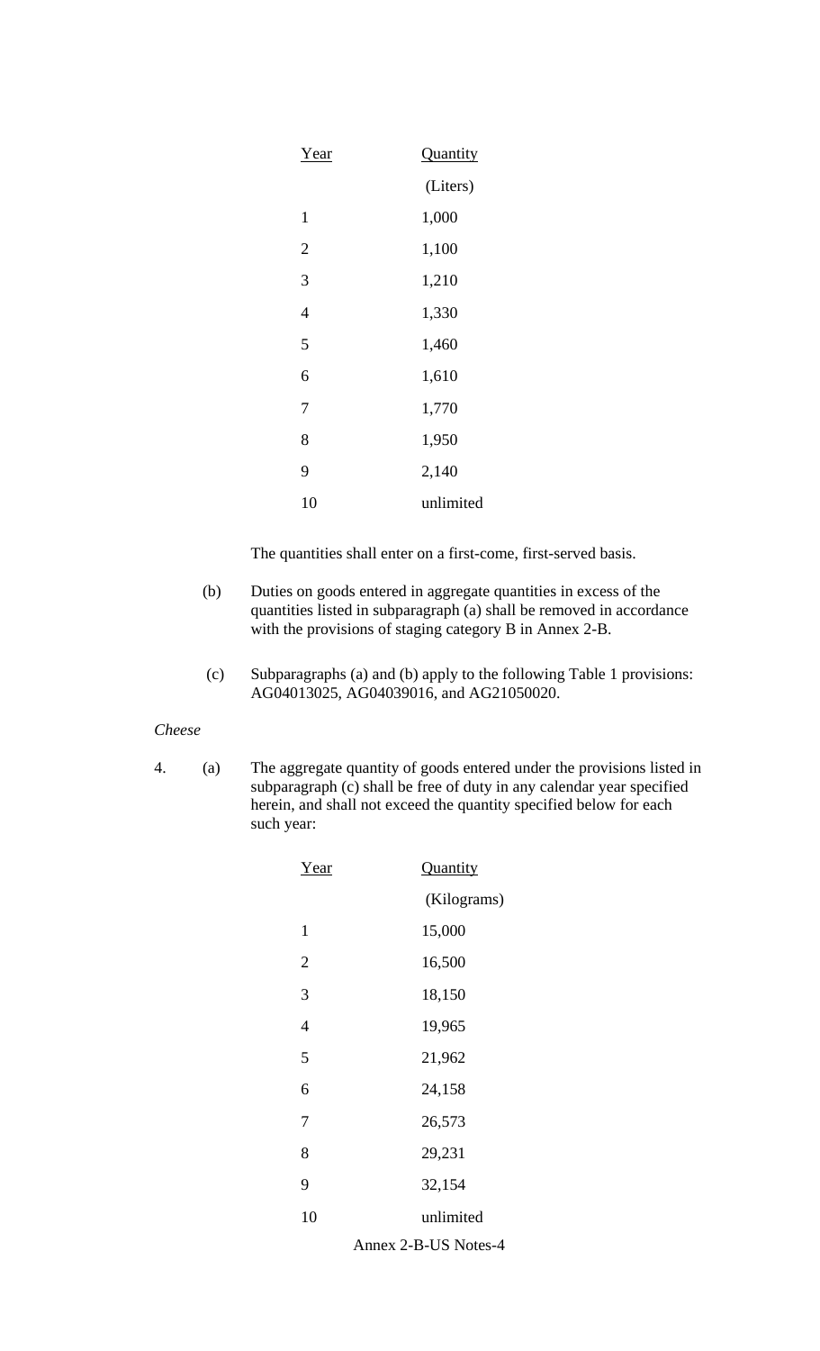| Year | Quantity |
|---|---|
| | (Liters) |
| 1 | 1,000 |
| 2 | 1,100 |
| 3 | 1,210 |
| 4 | 1,330 |
| 5 | 1,460 |
| 6 | 1,610 |
| 7 | 1,770 |
| 8 | 1,950 |
| 9 | 2,140 |
| 10 | unlimited |

The quantities shall enter on a first-come, first-served basis.

(b) Duties on goods entered in aggregate quantities in excess of the quantities listed in subparagraph (a) shall be removed in accordance with the provisions of staging category B in Annex 2-B.

(c) Subparagraphs (a) and (b) apply to the following Table 1 provisions: AG04013025, AG04039016, and AG21050020.

*Cheese*

4. (a) The aggregate quantity of goods entered under the provisions listed in subparagraph (c) shall be free of duty in any calendar year specified herein, and shall not exceed the quantity specified below for each such year:

| Year | Quantity |
|---|---|
| | (Kilograms) |
| 1 | 15,000 |
| 2 | 16,500 |
| 3 | 18,150 |
| 4 | 19,965 |
| 5 | 21,962 |
| 6 | 24,158 |
| 7 | 26,573 |
| 8 | 29,231 |
| 9 | 32,154 |
| 10 | unlimited |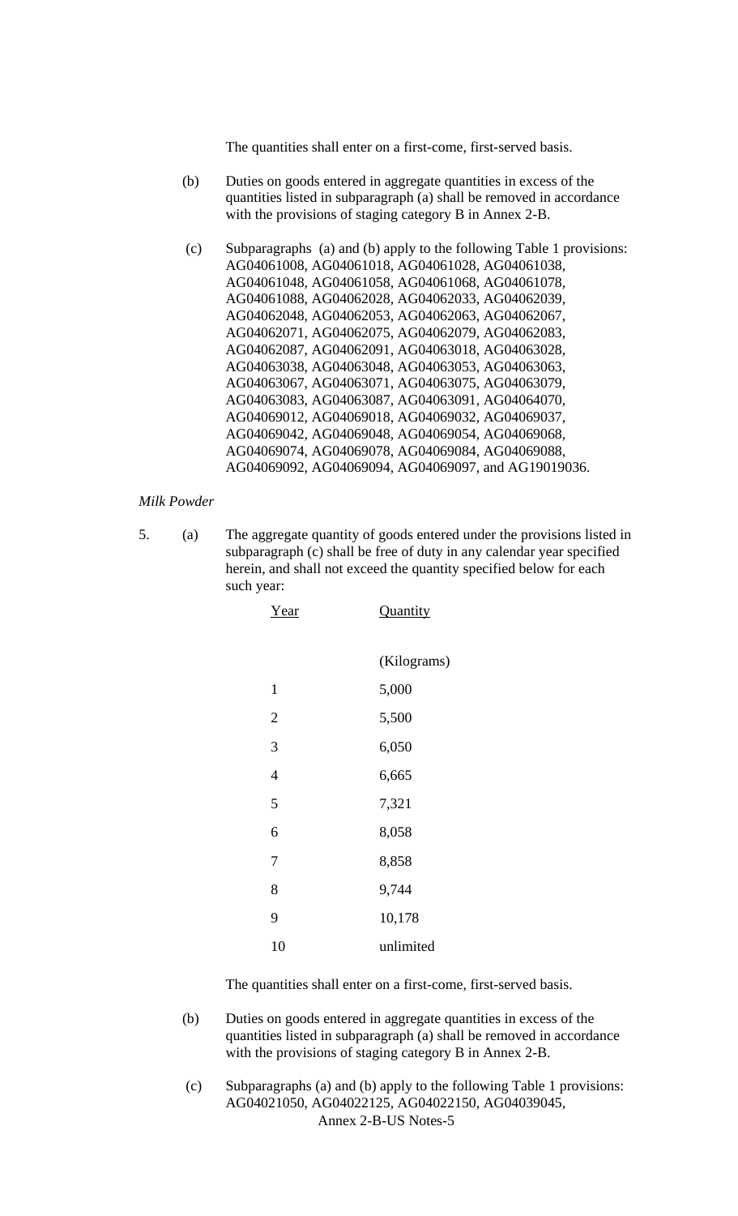The quantities shall enter on a first-come, first-served basis.

(b) Duties on goods entered in aggregate quantities in excess of the quantities listed in subparagraph (a) shall be removed in accordance with the provisions of staging category B in Annex 2-B.

(c) Subparagraphs (a) and (b) apply to the following Table 1 provisions: AG04061008, AG04061018, AG04061028, AG04061038, AG04061048, AG04061058, AG04061068, AG04061078, AG04061088, AG04062028, AG04062033, AG04062039, AG04062048, AG04062053, AG04062063, AG04062067, AG04062071, AG04062075, AG04062079, AG04062083, AG04062087, AG04062091, AG04063018, AG04063028, AG04063038, AG04063048, AG04063053, AG04063063, AG04063067, AG04063071, AG04063075, AG04063079, AG04063083, AG04063087, AG04063091, AG04064070, AG04069012, AG04069018, AG04069032, AG04069037, AG04069042, AG04069048, AG04069054, AG04069068, AG04069074, AG04069078, AG04069084, AG04069088, AG04069092, AG04069094, AG04069097, and AG19019036.

*Milk Powder*

5. (a) The aggregate quantity of goods entered under the provisions listed in subparagraph (c) shall be free of duty in any calendar year specified herein, and shall not exceed the quantity specified below for each such year:

| Year | Quantity |
|---|---|
| | (Kilograms) |
| 1 | 5,000 |
| 2 | 5,500 |
| 3 | 6,050 |
| 4 | 6,665 |
| 5 | 7,321 |
| 6 | 8,058 |
| 7 | 8,858 |
| 8 | 9,744 |
| 9 | 10,178 |
| 10 | unlimited |

The quantities shall enter on a first-come, first-served basis.

(b) Duties on goods entered in aggregate quantities in excess of the quantities listed in subparagraph (a) shall be removed in accordance with the provisions of staging category B in Annex 2-B.

(c) Subparagraphs (a) and (b) apply to the following Table 1 provisions: AG04021050, AG04022125, AG04022150, AG04039045,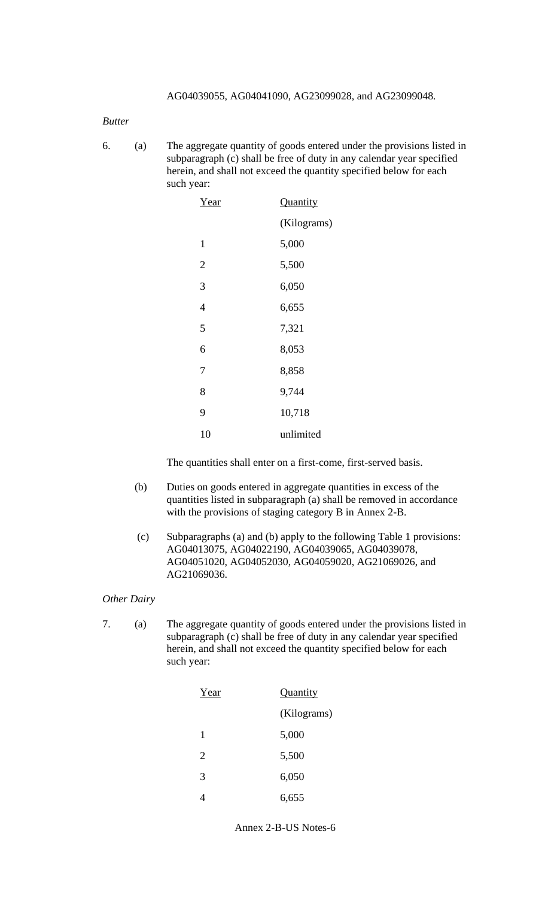AG04039055, AG04041090, AG23099028, and AG23099048.

*Butter*

6. (a) The aggregate quantity of goods entered under the provisions listed in subparagraph (c) shall be free of duty in any calendar year specified herein, and shall not exceed the quantity specified below for each such year:

| Year | Quantity (Kilograms) |
|---|---|
| 1 | 5,000 |
| 2 | 5,500 |
| 3 | 6,050 |
| 4 | 6,655 |
| 5 | 7,321 |
| 6 | 8,053 |
| 7 | 8,858 |
| 8 | 9,744 |
| 9 | 10,718 |
| 10 | unlimited |

The quantities shall enter on a first-come, first-served basis.

(b) Duties on goods entered in aggregate quantities in excess of the quantities listed in subparagraph (a) shall be removed in accordance with the provisions of staging category B in Annex 2-B.

(c) Subparagraphs (a) and (b) apply to the following Table 1 provisions: AG04013075, AG04022190, AG04039065, AG04039078, AG04051020, AG04052030, AG04059020, AG21069026, and AG21069036.

*Other Dairy*

7. (a) The aggregate quantity of goods entered under the provisions listed in subparagraph (c) shall be free of duty in any calendar year specified herein, and shall not exceed the quantity specified below for each such year:

| Year | Quantity (Kilograms) |
|---|---|
| 1 | 5,000 |
| 2 | 5,500 |
| 3 | 6,050 |
| 4 | 6,655 |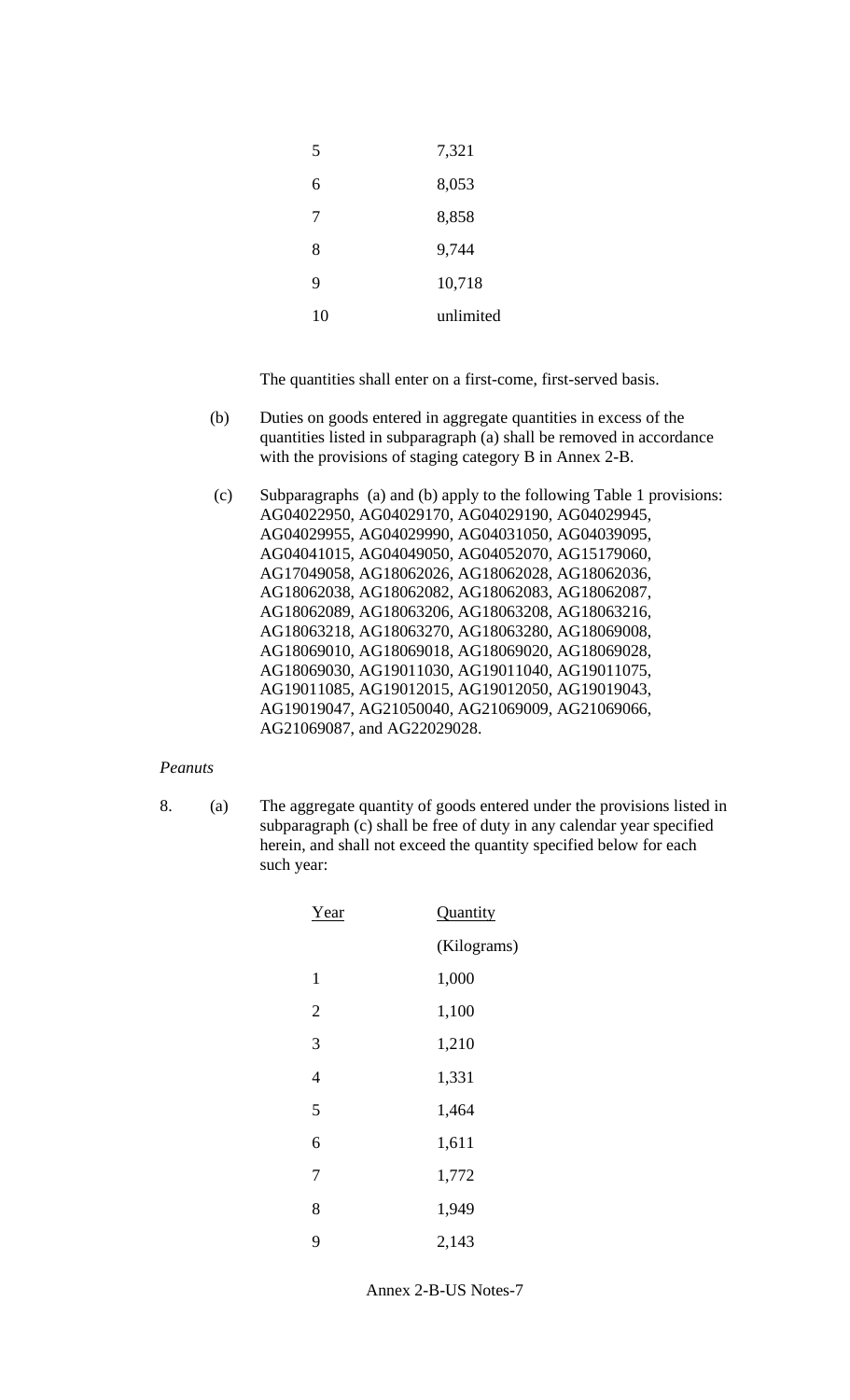| | |
|---|---|
| 5 | 7,321 |
| 6 | 8,053 |
| 7 | 8,858 |
| 8 | 9,744 |
| 9 | 10,718 |
| 10 | unlimited |

The quantities shall enter on a first-come, first-served basis.

(b) Duties on goods entered in aggregate quantities in excess of the quantities listed in subparagraph (a) shall be removed in accordance with the provisions of staging category B in Annex 2-B.

(c) Subparagraphs (a) and (b) apply to the following Table 1 provisions: AG04022950, AG04029170, AG04029190, AG04029945, AG04029955, AG04029990, AG04031050, AG04039095, AG04041015, AG04049050, AG04052070, AG15179060, AG17049058, AG18062026, AG18062028, AG18062036, AG18062038, AG18062082, AG18062083, AG18062087, AG18062089, AG18063206, AG18063208, AG18063216, AG18063218, AG18063270, AG18063280, AG18069008, AG18069010, AG18069018, AG18069020, AG18069028, AG18069030, AG19011030, AG19011040, AG19011075, AG19011085, AG19012015, AG19012050, AG19019043, AG19019047, AG21050040, AG21069009, AG21069066, AG21069087, and AG22029028.

*Peanuts*

8. (a) The aggregate quantity of goods entered under the provisions listed in subparagraph (c) shall be free of duty in any calendar year specified herein, and shall not exceed the quantity specified below for each such year:

| Year | Quantity (Kilograms) |
|---|---|
| 1 | 1,000 |
| 2 | 1,100 |
| 3 | 1,210 |
| 4 | 1,331 |
| 5 | 1,464 |
| 6 | 1,611 |
| 7 | 1,772 |
| 8 | 1,949 |
| 9 | 2,143 |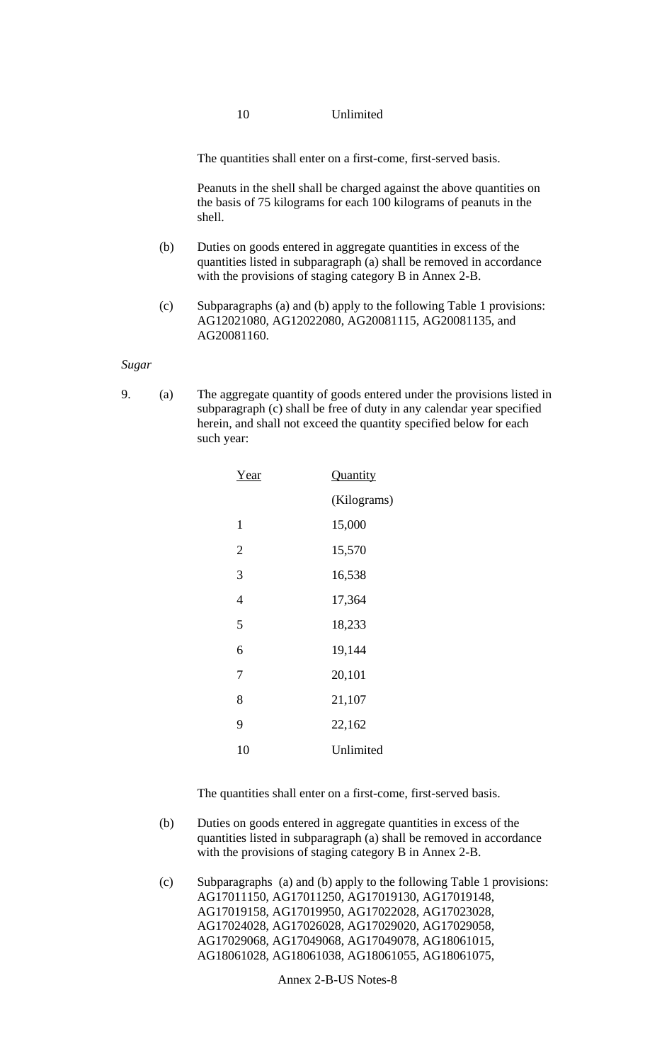| | |
|---|---|
| 10 | Unlimited |

The quantities shall enter on a first-come, first-served basis.

Peanuts in the shell shall be charged against the above quantities on the basis of 75 kilograms for each 100 kilograms of peanuts in the shell.

(b) Duties on goods entered in aggregate quantities in excess of the quantities listed in subparagraph (a) shall be removed in accordance with the provisions of staging category B in Annex 2-B.

(c) Subparagraphs (a) and (b) apply to the following Table 1 provisions: AG12021080, AG12022080, AG20081115, AG20081135, and AG20081160.

*Sugar*

9. (a) The aggregate quantity of goods entered under the provisions listed in subparagraph (c) shall be free of duty in any calendar year specified herein, and shall not exceed the quantity specified below for each such year:

| Year | Quantity (Kilograms) |
|---|---|
| 1 | 15,000 |
| 2 | 15,570 |
| 3 | 16,538 |
| 4 | 17,364 |
| 5 | 18,233 |
| 6 | 19,144 |
| 7 | 20,101 |
| 8 | 21,107 |
| 9 | 22,162 |
| 10 | Unlimited |

The quantities shall enter on a first-come, first-served basis.

(b) Duties on goods entered in aggregate quantities in excess of the quantities listed in subparagraph (a) shall be removed in accordance with the provisions of staging category B in Annex 2-B.

(c) Subparagraphs (a) and (b) apply to the following Table 1 provisions: AG17011150, AG17011250, AG17019130, AG17019148, AG17019158, AG17019950, AG17022028, AG17023028, AG17024028, AG17026028, AG17029020, AG17029058, AG17029068, AG17049068, AG17049078, AG18061015, AG18061028, AG18061038, AG18061055, AG18061075,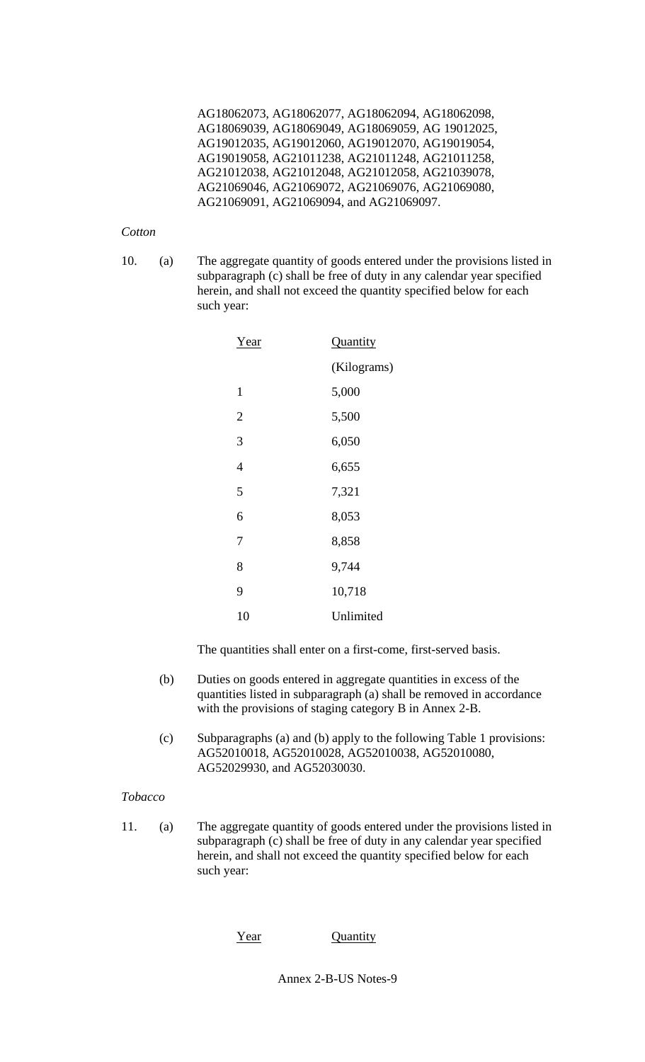AG18062073, AG18062077, AG18062094, AG18062098, AG18069039, AG18069049, AG18069059, AG 19012025, AG19012035, AG19012060, AG19012070, AG19019054, AG19019058, AG21011238, AG21011248, AG21011258, AG21012038, AG21012048, AG21012058, AG21039078, AG21069046, AG21069072, AG21069076, AG21069080, AG21069091, AG21069094, and AG21069097.

*Cotton*

10. (a) The aggregate quantity of goods entered under the provisions listed in subparagraph (c) shall be free of duty in any calendar year specified herein, and shall not exceed the quantity specified below for each such year:

| Year | Quantity (Kilograms) |
|---|---|
| 1 | 5,000 |
| 2 | 5,500 |
| 3 | 6,050 |
| 4 | 6,655 |
| 5 | 7,321 |
| 6 | 8,053 |
| 7 | 8,858 |
| 8 | 9,744 |
| 9 | 10,718 |
| 10 | Unlimited |

The quantities shall enter on a first-come, first-served basis.

(b) Duties on goods entered in aggregate quantities in excess of the quantities listed in subparagraph (a) shall be removed in accordance with the provisions of staging category B in Annex 2-B.

(c) Subparagraphs (a) and (b) apply to the following Table 1 provisions: AG52010018, AG52010028, AG52010038, AG52010080, AG52029930, and AG52030030.

*Tobacco*

11. (a) The aggregate quantity of goods entered under the provisions listed in subparagraph (c) shall be free of duty in any calendar year specified herein, and shall not exceed the quantity specified below for each such year:

| Year | Quantity |
|---|---|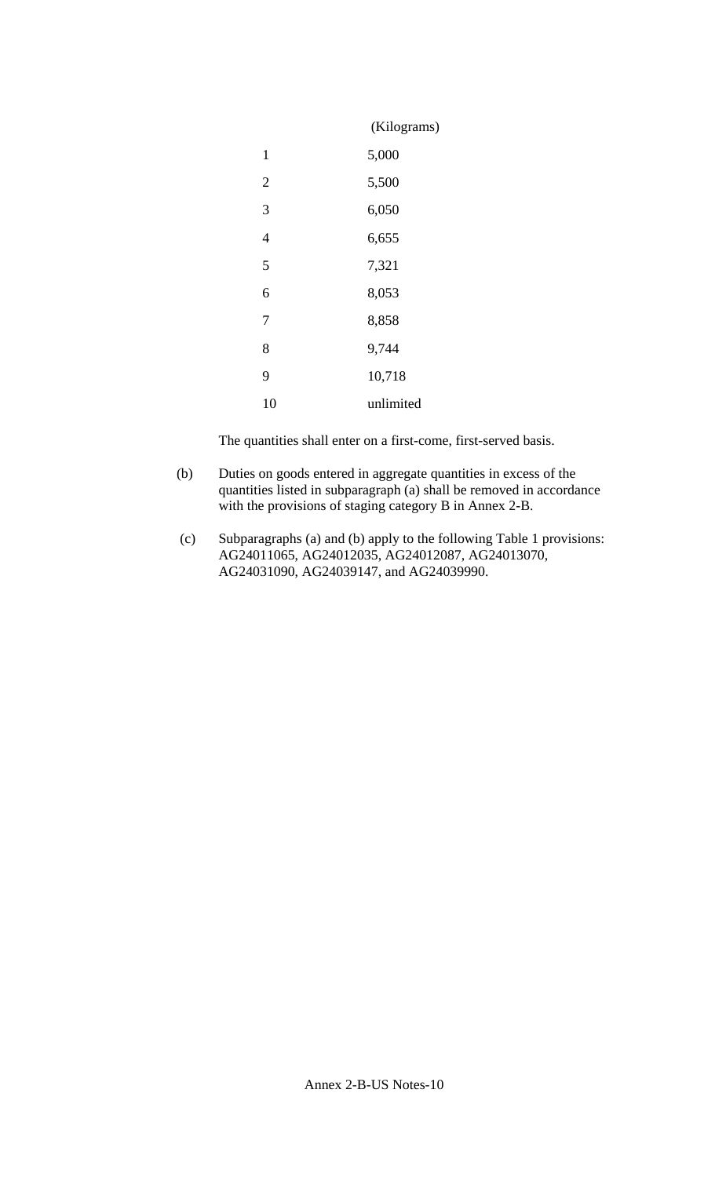| | (Kilograms) |
|---|---|
| 1 | 5,000 |
| 2 | 5,500 |
| 3 | 6,050 |
| 4 | 6,655 |
| 5 | 7,321 |
| 6 | 8,053 |
| 7 | 8,858 |
| 8 | 9,744 |
| 9 | 10,718 |
| 10 | unlimited |

The quantities shall enter on a first-come, first-served basis.

(b) Duties on goods entered in aggregate quantities in excess of the quantities listed in subparagraph (a) shall be removed in accordance with the provisions of staging category B in Annex 2-B.

(c) Subparagraphs (a) and (b) apply to the following Table 1 provisions: AG24011065, AG24012035, AG24012087, AG24013070, AG24031090, AG24039147, and AG24039990.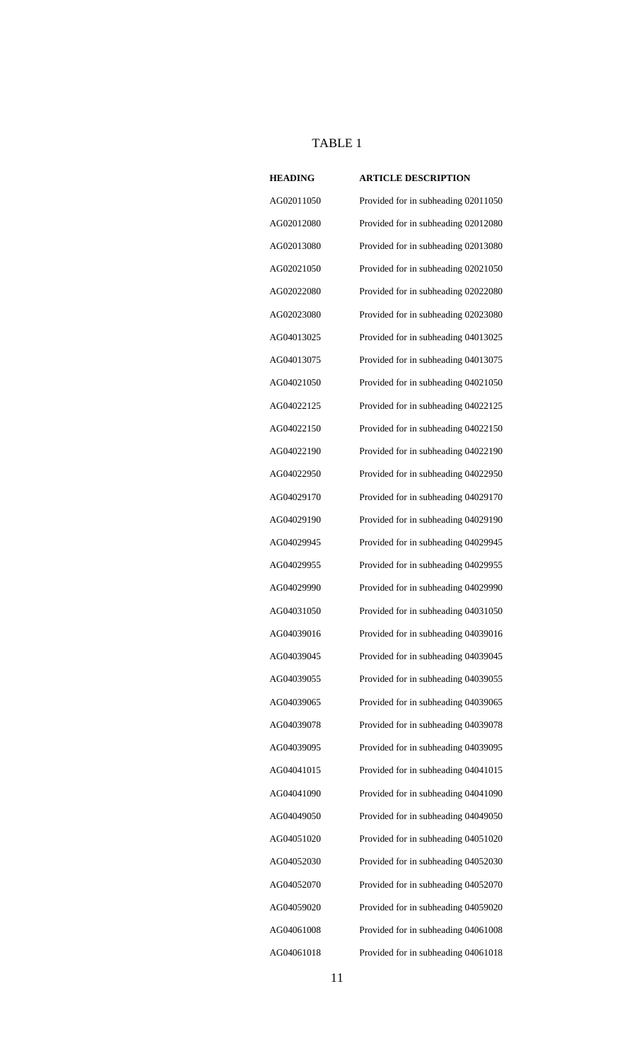TABLE 1

| **HEADING** | **ARTICLE DESCRIPTION** |
|---|---|
| AG02011050 | Provided for in subheading 02011050 |
| AG02012080 | Provided for in subheading 02012080 |
| AG02013080 | Provided for in subheading 02013080 |
| AG02021050 | Provided for in subheading 02021050 |
| AG02022080 | Provided for in subheading 02022080 |
| AG02023080 | Provided for in subheading 02023080 |
| AG04013025 | Provided for in subheading 04013025 |
| AG04013075 | Provided for in subheading 04013075 |
| AG04021050 | Provided for in subheading 04021050 |
| AG04022125 | Provided for in subheading 04022125 |
| AG04022150 | Provided for in subheading 04022150 |
| AG04022190 | Provided for in subheading 04022190 |
| AG04022950 | Provided for in subheading 04022950 |
| AG04029170 | Provided for in subheading 04029170 |
| AG04029190 | Provided for in subheading 04029190 |
| AG04029945 | Provided for in subheading 04029945 |
| AG04029955 | Provided for in subheading 04029955 |
| AG04029990 | Provided for in subheading 04029990 |
| AG04031050 | Provided for in subheading 04031050 |
| AG04039016 | Provided for in subheading 04039016 |
| AG04039045 | Provided for in subheading 04039045 |
| AG04039055 | Provided for in subheading 04039055 |
| AG04039065 | Provided for in subheading 04039065 |
| AG04039078 | Provided for in subheading 04039078 |
| AG04039095 | Provided for in subheading 04039095 |
| AG04041015 | Provided for in subheading 04041015 |
| AG04041090 | Provided for in subheading 04041090 |
| AG04049050 | Provided for in subheading 04049050 |
| AG04051020 | Provided for in subheading 04051020 |
| AG04052030 | Provided for in subheading 04052030 |
| AG04052070 | Provided for in subheading 04052070 |
| AG04059020 | Provided for in subheading 04059020 |
| AG04061008 | Provided for in subheading 04061008 |
| AG04061018 | Provided for in subheading 04061018 |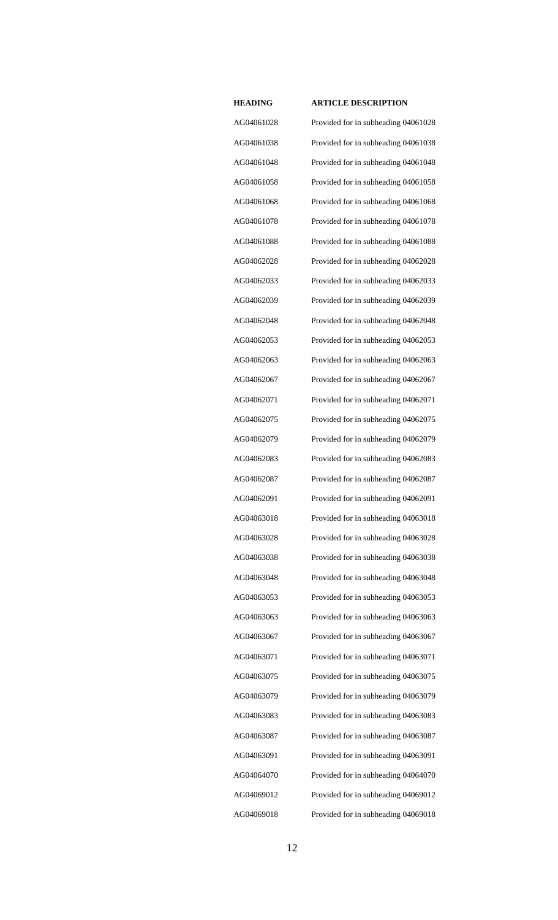| HEADING | ARTICLE DESCRIPTION |
|---|---|
| AG04061028 | Provided for in subheading 04061028 |
| AG04061038 | Provided for in subheading 04061038 |
| AG04061048 | Provided for in subheading 04061048 |
| AG04061058 | Provided for in subheading 04061058 |
| AG04061068 | Provided for in subheading 04061068 |
| AG04061078 | Provided for in subheading 04061078 |
| AG04061088 | Provided for in subheading 04061088 |
| AG04062028 | Provided for in subheading 04062028 |
| AG04062033 | Provided for in subheading 04062033 |
| AG04062039 | Provided for in subheading 04062039 |
| AG04062048 | Provided for in subheading 04062048 |
| AG04062053 | Provided for in subheading 04062053 |
| AG04062063 | Provided for in subheading 04062063 |
| AG04062067 | Provided for in subheading 04062067 |
| AG04062071 | Provided for in subheading 04062071 |
| AG04062075 | Provided for in subheading 04062075 |
| AG04062079 | Provided for in subheading 04062079 |
| AG04062083 | Provided for in subheading 04062083 |
| AG04062087 | Provided for in subheading 04062087 |
| AG04062091 | Provided for in subheading 04062091 |
| AG04063018 | Provided for in subheading 04063018 |
| AG04063028 | Provided for in subheading 04063028 |
| AG04063038 | Provided for in subheading 04063038 |
| AG04063048 | Provided for in subheading 04063048 |
| AG04063053 | Provided for in subheading 04063053 |
| AG04063063 | Provided for in subheading 04063063 |
| AG04063067 | Provided for in subheading 04063067 |
| AG04063071 | Provided for in subheading 04063071 |
| AG04063075 | Provided for in subheading 04063075 |
| AG04063079 | Provided for in subheading 04063079 |
| AG04063083 | Provided for in subheading 04063083 |
| AG04063087 | Provided for in subheading 04063087 |
| AG04063091 | Provided for in subheading 04063091 |
| AG04064070 | Provided for in subheading 04064070 |
| AG04069012 | Provided for in subheading 04069012 |
| AG04069018 | Provided for in subheading 04069018 |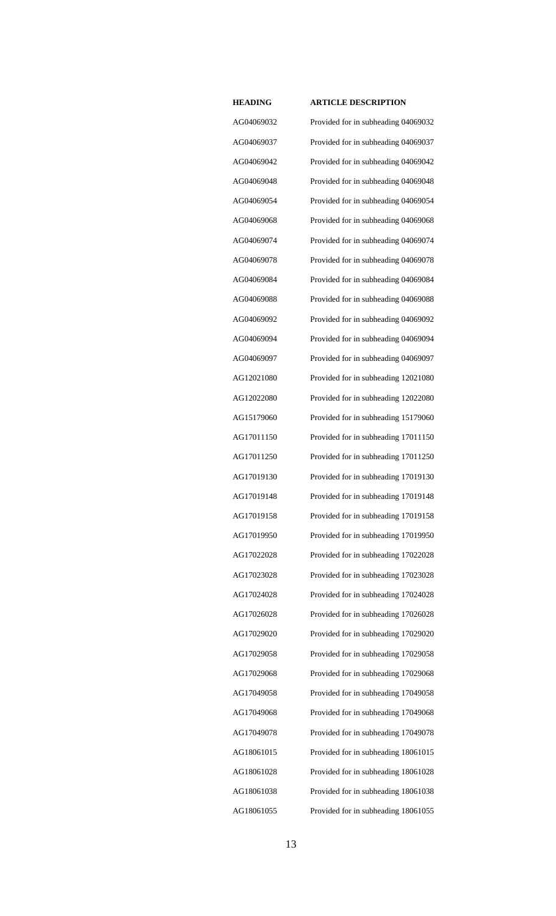| HEADING | ARTICLE DESCRIPTION |
|---|---|
| AG04069032 | Provided for in subheading 04069032 |
| AG04069037 | Provided for in subheading 04069037 |
| AG04069042 | Provided for in subheading 04069042 |
| AG04069048 | Provided for in subheading 04069048 |
| AG04069054 | Provided for in subheading 04069054 |
| AG04069068 | Provided for in subheading 04069068 |
| AG04069074 | Provided for in subheading 04069074 |
| AG04069078 | Provided for in subheading 04069078 |
| AG04069084 | Provided for in subheading 04069084 |
| AG04069088 | Provided for in subheading 04069088 |
| AG04069092 | Provided for in subheading 04069092 |
| AG04069094 | Provided for in subheading 04069094 |
| AG04069097 | Provided for in subheading 04069097 |
| AG12021080 | Provided for in subheading 12021080 |
| AG12022080 | Provided for in subheading 12022080 |
| AG15179060 | Provided for in subheading 15179060 |
| AG17011150 | Provided for in subheading 17011150 |
| AG17011250 | Provided for in subheading 17011250 |
| AG17019130 | Provided for in subheading 17019130 |
| AG17019148 | Provided for in subheading 17019148 |
| AG17019158 | Provided for in subheading 17019158 |
| AG17019950 | Provided for in subheading 17019950 |
| AG17022028 | Provided for in subheading 17022028 |
| AG17023028 | Provided for in subheading 17023028 |
| AG17024028 | Provided for in subheading 17024028 |
| AG17026028 | Provided for in subheading 17026028 |
| AG17029020 | Provided for in subheading 17029020 |
| AG17029058 | Provided for in subheading 17029058 |
| AG17029068 | Provided for in subheading 17029068 |
| AG17049058 | Provided for in subheading 17049058 |
| AG17049068 | Provided for in subheading 17049068 |
| AG17049078 | Provided for in subheading 17049078 |
| AG18061015 | Provided for in subheading 18061015 |
| AG18061028 | Provided for in subheading 18061028 |
| AG18061038 | Provided for in subheading 18061038 |
| AG18061055 | Provided for in subheading 18061055 |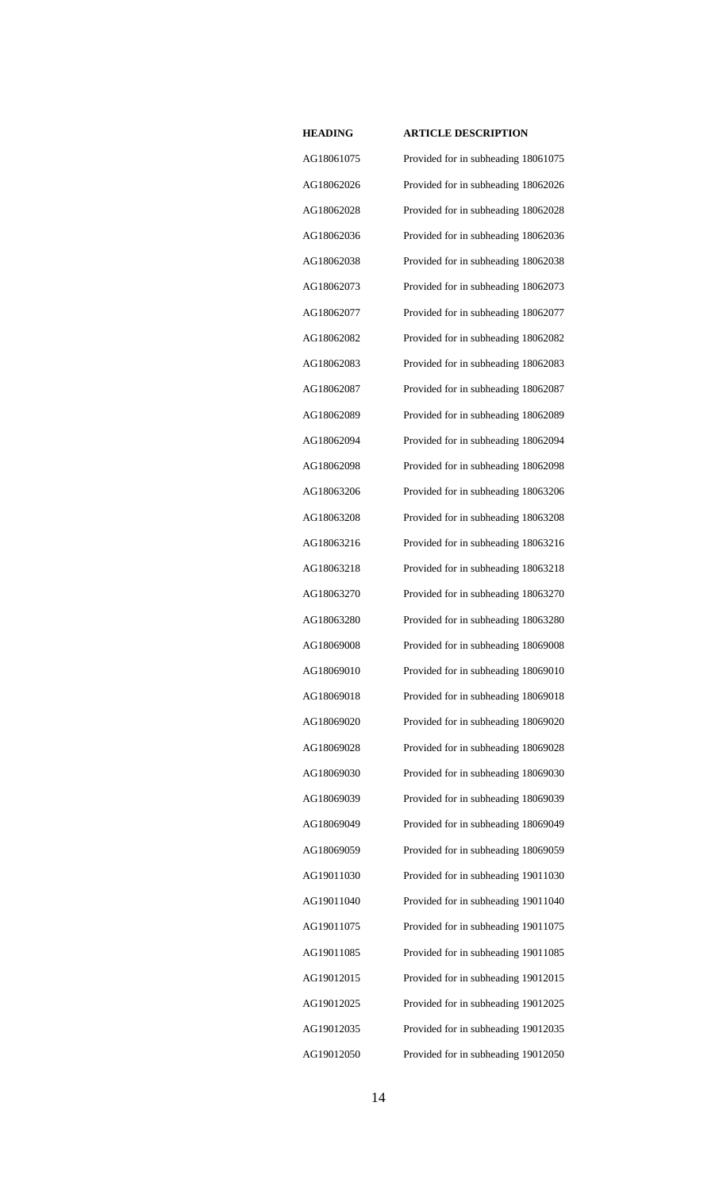| HEADING | ARTICLE DESCRIPTION |
| --- | --- |
| AG18061075 | Provided for in subheading 18061075 |
| AG18062026 | Provided for in subheading 18062026 |
| AG18062028 | Provided for in subheading 18062028 |
| AG18062036 | Provided for in subheading 18062036 |
| AG18062038 | Provided for in subheading 18062038 |
| AG18062073 | Provided for in subheading 18062073 |
| AG18062077 | Provided for in subheading 18062077 |
| AG18062082 | Provided for in subheading 18062082 |
| AG18062083 | Provided for in subheading 18062083 |
| AG18062087 | Provided for in subheading 18062087 |
| AG18062089 | Provided for in subheading 18062089 |
| AG18062094 | Provided for in subheading 18062094 |
| AG18062098 | Provided for in subheading 18062098 |
| AG18063206 | Provided for in subheading 18063206 |
| AG18063208 | Provided for in subheading 18063208 |
| AG18063216 | Provided for in subheading 18063216 |
| AG18063218 | Provided for in subheading 18063218 |
| AG18063270 | Provided for in subheading 18063270 |
| AG18063280 | Provided for in subheading 18063280 |
| AG18069008 | Provided for in subheading 18069008 |
| AG18069010 | Provided for in subheading 18069010 |
| AG18069018 | Provided for in subheading 18069018 |
| AG18069020 | Provided for in subheading 18069020 |
| AG18069028 | Provided for in subheading 18069028 |
| AG18069030 | Provided for in subheading 18069030 |
| AG18069039 | Provided for in subheading 18069039 |
| AG18069049 | Provided for in subheading 18069049 |
| AG18069059 | Provided for in subheading 18069059 |
| AG19011030 | Provided for in subheading 19011030 |
| AG19011040 | Provided for in subheading 19011040 |
| AG19011075 | Provided for in subheading 19011075 |
| AG19011085 | Provided for in subheading 19011085 |
| AG19012015 | Provided for in subheading 19012015 |
| AG19012025 | Provided for in subheading 19012025 |
| AG19012035 | Provided for in subheading 19012035 |
| AG19012050 | Provided for in subheading 19012050 |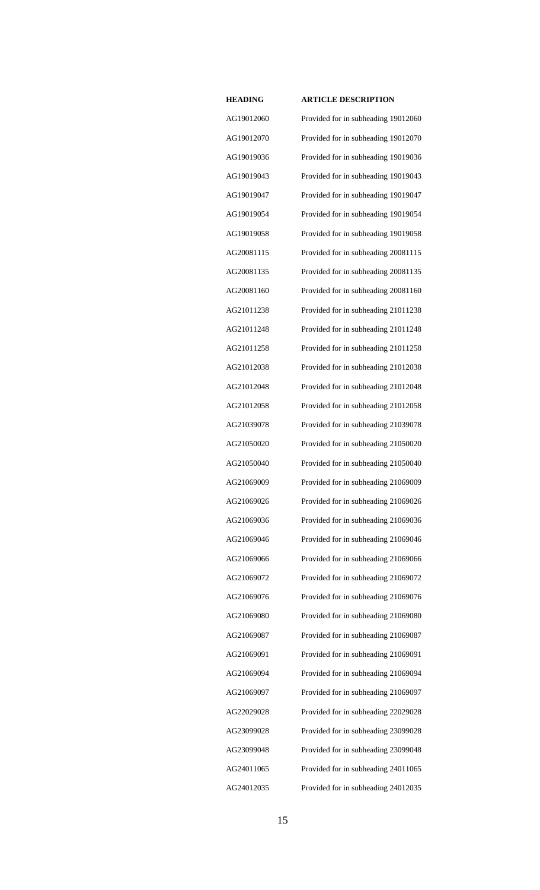| HEADING | ARTICLE DESCRIPTION |
|---|---|
| AG19012060 | Provided for in subheading 19012060 |
| AG19012070 | Provided for in subheading 19012070 |
| AG19019036 | Provided for in subheading 19019036 |
| AG19019043 | Provided for in subheading 19019043 |
| AG19019047 | Provided for in subheading 19019047 |
| AG19019054 | Provided for in subheading 19019054 |
| AG19019058 | Provided for in subheading 19019058 |
| AG20081115 | Provided for in subheading 20081115 |
| AG20081135 | Provided for in subheading 20081135 |
| AG20081160 | Provided for in subheading 20081160 |
| AG21011238 | Provided for in subheading 21011238 |
| AG21011248 | Provided for in subheading 21011248 |
| AG21011258 | Provided for in subheading 21011258 |
| AG21012038 | Provided for in subheading 21012038 |
| AG21012048 | Provided for in subheading 21012048 |
| AG21012058 | Provided for in subheading 21012058 |
| AG21039078 | Provided for in subheading 21039078 |
| AG21050020 | Provided for in subheading 21050020 |
| AG21050040 | Provided for in subheading 21050040 |
| AG21069009 | Provided for in subheading 21069009 |
| AG21069026 | Provided for in subheading 21069026 |
| AG21069036 | Provided for in subheading 21069036 |
| AG21069046 | Provided for in subheading 21069046 |
| AG21069066 | Provided for in subheading 21069066 |
| AG21069072 | Provided for in subheading 21069072 |
| AG21069076 | Provided for in subheading 21069076 |
| AG21069080 | Provided for in subheading 21069080 |
| AG21069087 | Provided for in subheading 21069087 |
| AG21069091 | Provided for in subheading 21069091 |
| AG21069094 | Provided for in subheading 21069094 |
| AG21069097 | Provided for in subheading 21069097 |
| AG22029028 | Provided for in subheading 22029028 |
| AG23099028 | Provided for in subheading 23099028 |
| AG23099048 | Provided for in subheading 23099048 |
| AG24011065 | Provided for in subheading 24011065 |
| AG24012035 | Provided for in subheading 24012035 |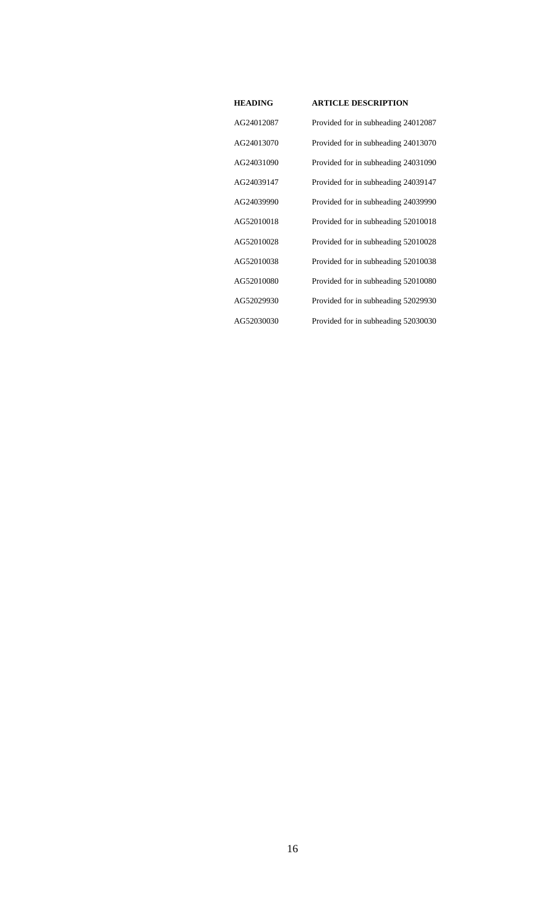| HEADING | ARTICLE DESCRIPTION |
| --- | --- |
| AG24012087 | Provided for in subheading 24012087 |
| AG24013070 | Provided for in subheading 24013070 |
| AG24031090 | Provided for in subheading 24031090 |
| AG24039147 | Provided for in subheading 24039147 |
| AG24039990 | Provided for in subheading 24039990 |
| AG52010018 | Provided for in subheading 52010018 |
| AG52010028 | Provided for in subheading 52010028 |
| AG52010038 | Provided for in subheading 52010038 |
| AG52010080 | Provided for in subheading 52010080 |
| AG52029930 | Provided for in subheading 52029930 |
| AG52030030 | Provided for in subheading 52030030 |